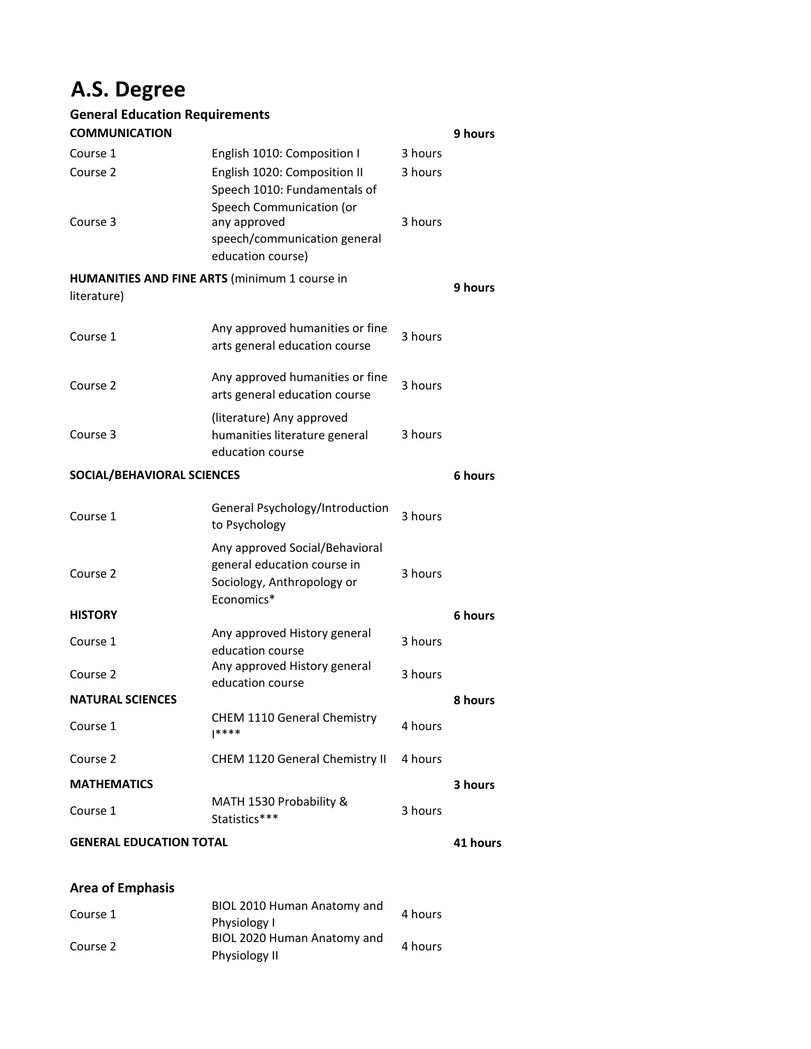# A.S. Degree

## General Education Requirements

| | | | |
|---|---|---|---|
| **COMMUNICATION** | | | **9 hours** |
| Course 1 | English 1010: Composition I | 3 hours | |
| Course 2 | English 1020: Composition II | 3 hours | |
| Course 3 | Speech 1010: Fundamentals of Speech Communication (or any approved speech/communication general education course) | 3 hours | |
| **HUMANITIES AND FINE ARTS** (minimum 1 course in literature) | | | **9 hours** |
| Course 1 | Any approved humanities or fine arts general education course | 3 hours | |
| Course 2 | Any approved humanities or fine arts general education course | 3 hours | |
| Course 3 | (literature) Any approved humanities literature general education course | 3 hours | |
| **SOCIAL/BEHAVIORAL SCIENCES** | | | **6 hours** |
| Course 1 | General Psychology/Introduction to Psychology | 3 hours | |
| Course 2 | Any approved Social/Behavioral general education course in Sociology, Anthropology or Economics* | 3 hours | |
| **HISTORY** | | | **6 hours** |
| Course 1 | Any approved History general education course | 3 hours | |
| Course 2 | Any approved History general education course | 3 hours | |
| **NATURAL SCIENCES** | | | **8 hours** |
| Course 1 | CHEM 1110 General Chemistry I**** | 4 hours | |
| Course 2 | CHEM 1120 General Chemistry II | 4 hours | |
| **MATHEMATICS** | | | **3 hours** |
| Course 1 | MATH 1530 Probability & Statistics*** | 3 hours | |
| **GENERAL EDUCATION TOTAL** | | | **41 hours** |

### Area of Emphasis

| | | |
|---|---|---|
| Course 1 | BIOL 2010 Human Anatomy and Physiology I | 4 hours |
| Course 2 | BIOL 2020 Human Anatomy and Physiology II | 4 hours |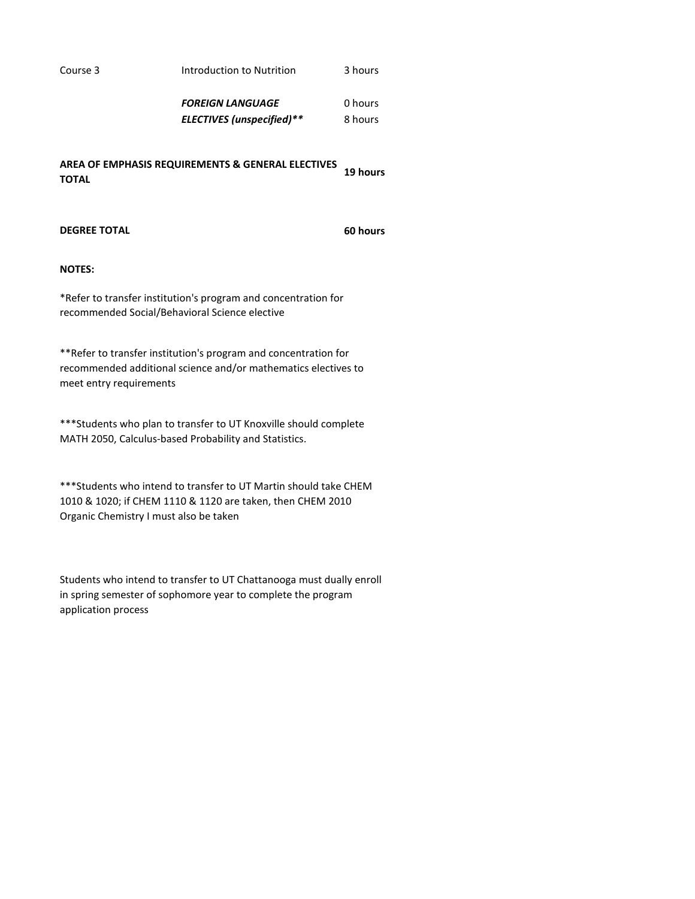| | | |
|---|---|---|
| Course 3 | Introduction to Nutrition | 3 hours |
| | ***FOREIGN LANGUAGE*** | 0 hours |
| | ***ELECTIVES (unspecified)**** | 8 hours |

| | |
|---|---|
| **AREA OF EMPHASIS REQUIREMENTS & GENERAL ELECTIVES TOTAL** | **19 hours** |
| **DEGREE TOTAL** | **60 hours** |

**NOTES:**

*Refer to transfer institution's program and concentration for recommended Social/Behavioral Science elective

**Refer to transfer institution's program and concentration for recommended additional science and/or mathematics electives to meet entry requirements

***Students who plan to transfer to UT Knoxville should complete MATH 2050, Calculus-based Probability and Statistics.

***Students who intend to transfer to UT Martin should take CHEM 1010 & 1020; if CHEM 1110 & 1120 are taken, then CHEM 2010 Organic Chemistry I must also be taken

Students who intend to transfer to UT Chattanooga must dually enroll in spring semester of sophomore year to complete the program application process